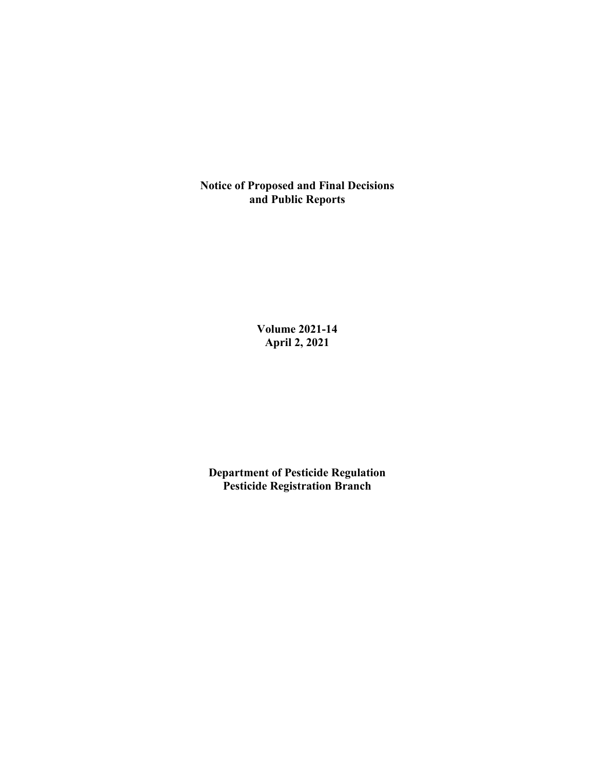# Notice of Proposed and Final Decisions and Public Reports

**Volume 2021-14**
**April 2, 2021**

**Department of Pesticide Regulation**
**Pesticide Registration Branch**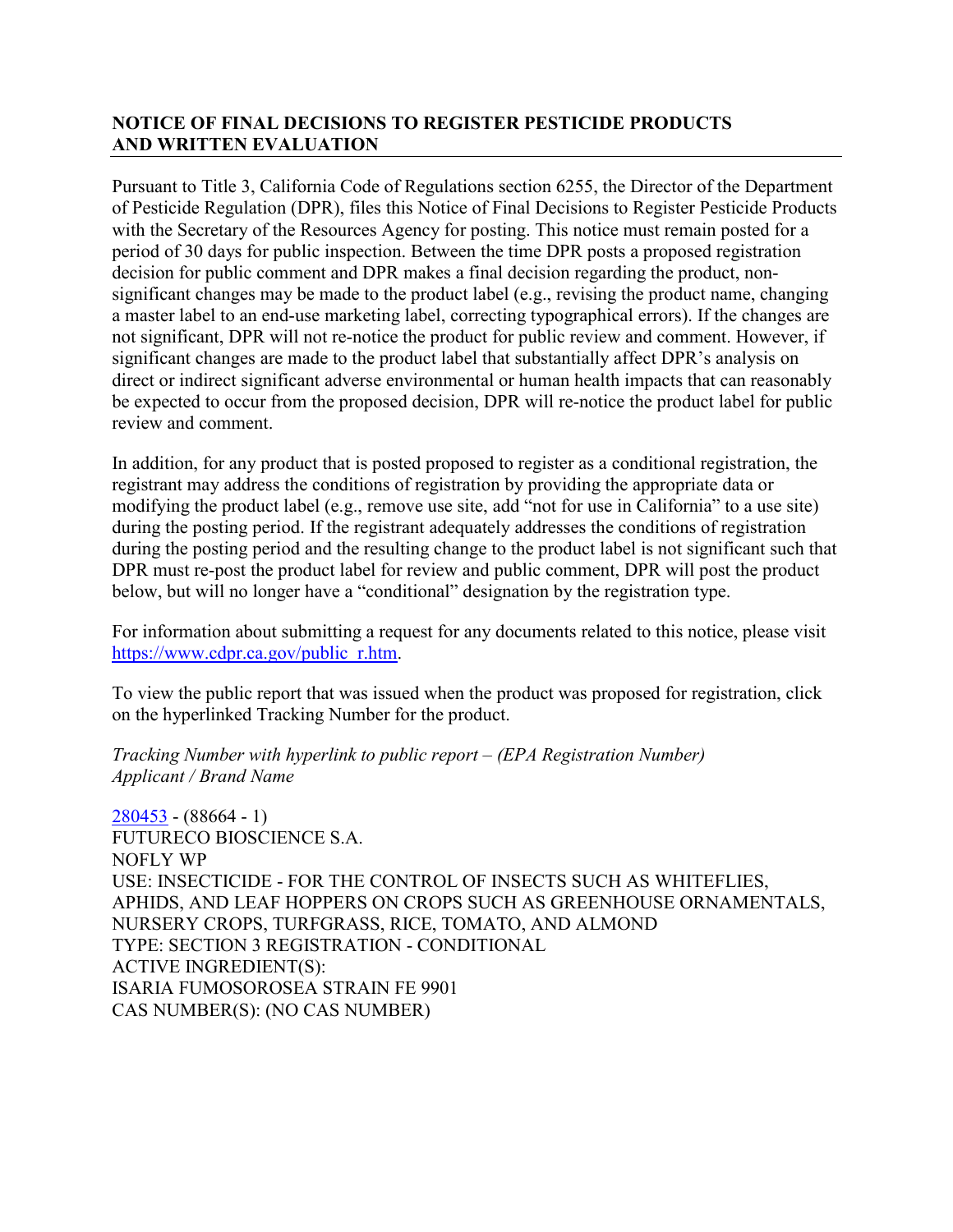## NOTICE OF FINAL DECISIONS TO REGISTER PESTICIDE PRODUCTS AND WRITTEN EVALUATION

Pursuant to Title 3, California Code of Regulations section 6255, the Director of the Department of Pesticide Regulation (DPR), files this Notice of Final Decisions to Register Pesticide Products with the Secretary of the Resources Agency for posting. This notice must remain posted for a period of 30 days for public inspection. Between the time DPR posts a proposed registration decision for public comment and DPR makes a final decision regarding the product, non-significant changes may be made to the product label (e.g., revising the product name, changing a master label to an end-use marketing label, correcting typographical errors). If the changes are not significant, DPR will not re-notice the product for public review and comment. However, if significant changes are made to the product label that substantially affect DPR's analysis on direct or indirect significant adverse environmental or human health impacts that can reasonably be expected to occur from the proposed decision, DPR will re-notice the product label for public review and comment.

In addition, for any product that is posted proposed to register as a conditional registration, the registrant may address the conditions of registration by providing the appropriate data or modifying the product label (e.g., remove use site, add "not for use in California" to a use site) during the posting period. If the registrant adequately addresses the conditions of registration during the posting period and the resulting change to the product label is not significant such that DPR must re-post the product label for review and public comment, DPR will post the product below, but will no longer have a "conditional" designation by the registration type.

For information about submitting a request for any documents related to this notice, please visit https://www.cdpr.ca.gov/public_r.htm.

To view the public report that was issued when the product was proposed for registration, click on the hyperlinked Tracking Number for the product.

*Tracking Number with hyperlink to public report – (EPA Registration Number)*
*Applicant / Brand Name*

280453 - (88664 - 1)
FUTURECO BIOSCIENCE S.A.
NOFLY WP
USE: INSECTICIDE - FOR THE CONTROL OF INSECTS SUCH AS WHITEFLIES, APHIDS, AND LEAF HOPPERS ON CROPS SUCH AS GREENHOUSE ORNAMENTALS, NURSERY CROPS, TURFGRASS, RICE, TOMATO, AND ALMOND
TYPE: SECTION 3 REGISTRATION - CONDITIONAL
ACTIVE INGREDIENT(S):
ISARIA FUMOSOROSEA STRAIN FE 9901
CAS NUMBER(S): (NO CAS NUMBER)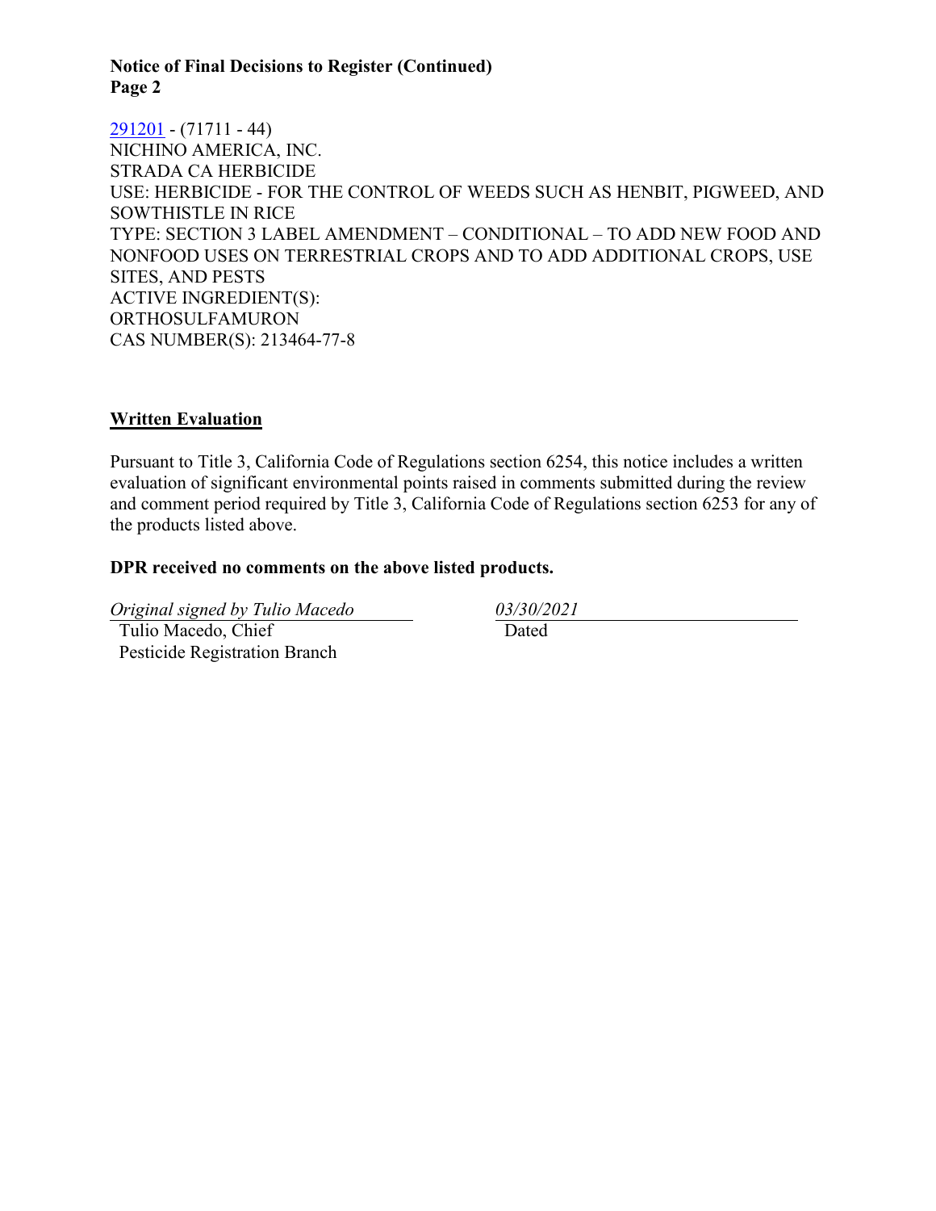[291201](#) - (71711 - 44)
NICHINO AMERICA, INC.
STRADA CA HERBICIDE
USE: HERBICIDE - FOR THE CONTROL OF WEEDS SUCH AS HENBIT, PIGWEED, AND SOWTHISTLE IN RICE
TYPE: SECTION 3 LABEL AMENDMENT – CONDITIONAL – TO ADD NEW FOOD AND NONFOOD USES ON TERRESTRIAL CROPS AND TO ADD ADDITIONAL CROPS, USE SITES, AND PESTS
ACTIVE INGREDIENT(S):
ORTHOSULFAMURON
CAS NUMBER(S): 213464-77-8

## Written Evaluation

Pursuant to Title 3, California Code of Regulations section 6254, this notice includes a written evaluation of significant environmental points raised in comments submitted during the review and comment period required by Title 3, California Code of Regulations section 6253 for any of the products listed above.

**DPR received no comments on the above listed products.**

*Original signed by Tulio Macedo* — *03/30/2021*

Tulio Macedo, Chief
Pesticide Registration Branch

Dated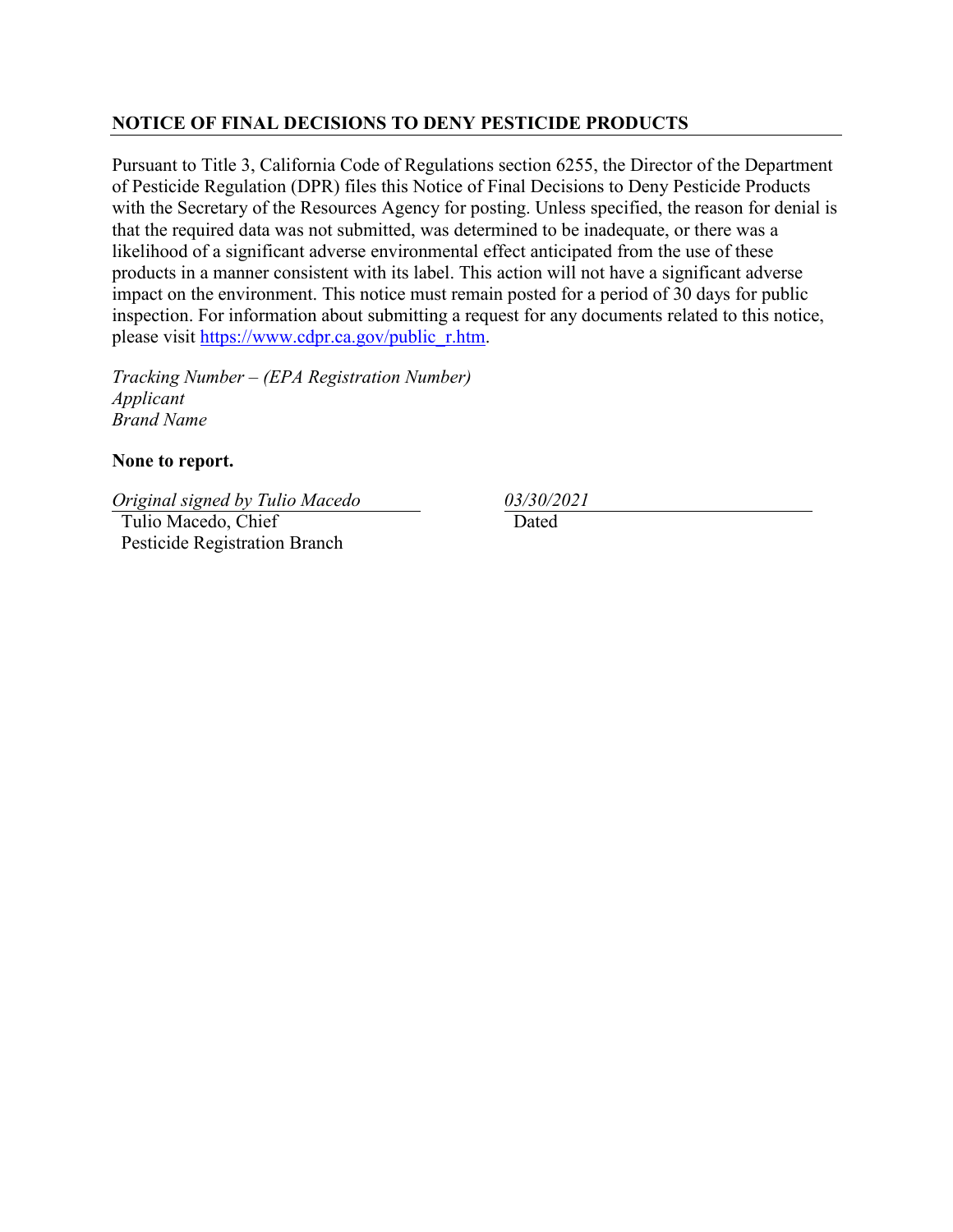## NOTICE OF FINAL DECISIONS TO DENY PESTICIDE PRODUCTS

Pursuant to Title 3, California Code of Regulations section 6255, the Director of the Department of Pesticide Regulation (DPR) files this Notice of Final Decisions to Deny Pesticide Products with the Secretary of the Resources Agency for posting. Unless specified, the reason for denial is that the required data was not submitted, was determined to be inadequate, or there was a likelihood of a significant adverse environmental effect anticipated from the use of these products in a manner consistent with its label. This action will not have a significant adverse impact on the environment. This notice must remain posted for a period of 30 days for public inspection. For information about submitting a request for any documents related to this notice, please visit https://www.cdpr.ca.gov/public_r.htm.

*Tracking Number – (EPA Registration Number)*
*Applicant*
*Brand Name*

**None to report.**

*Original signed by Tulio Macedo*
Tulio Macedo, Chief
Pesticide Registration Branch

*03/30/2021*
Dated